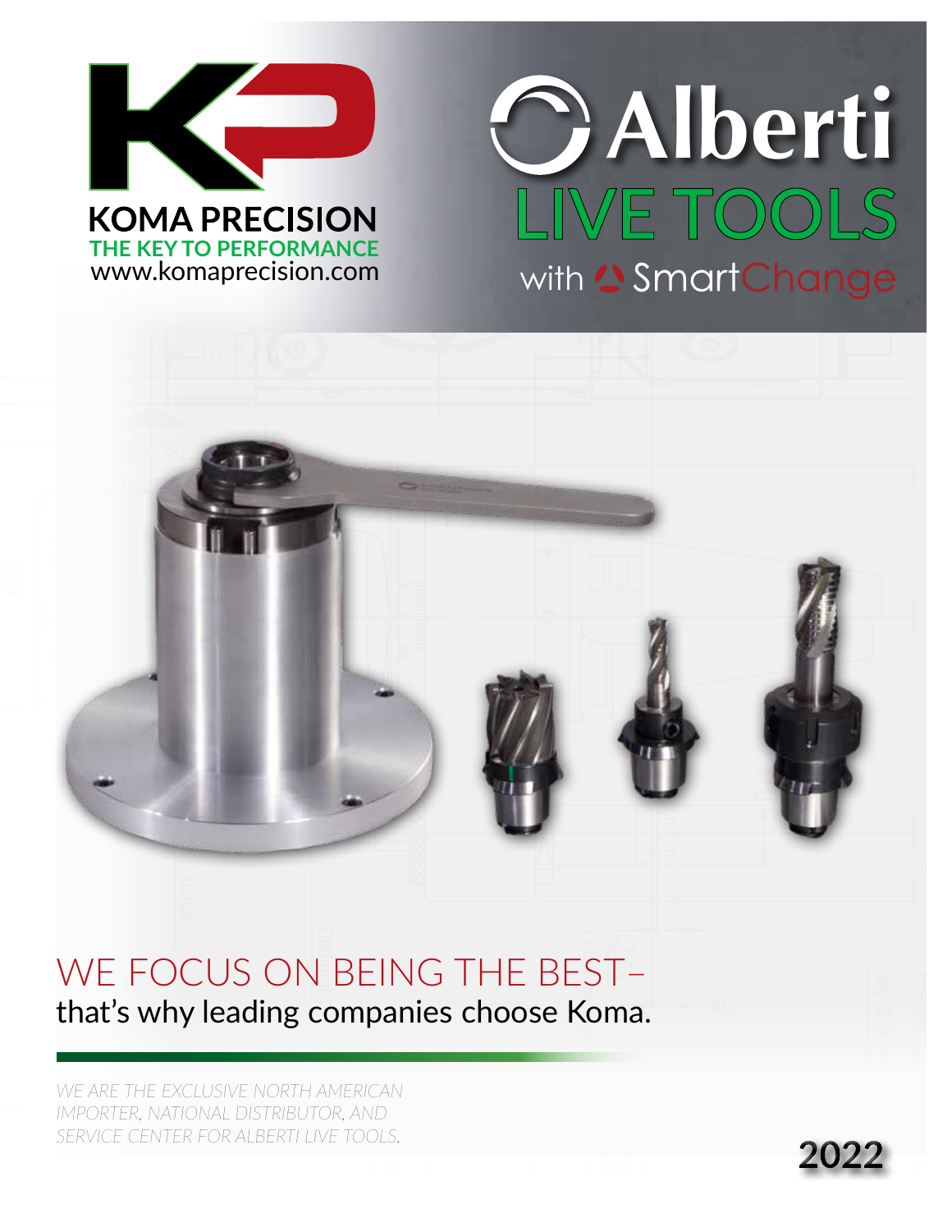KOMA PRECISION

THE KEY TO PERFORMANCE

www.komaprecision.com

# Alberti LIVE TOOLS

with SmartChange

## WE FOCUS ON BEING THE BEST–

that's why leading companies choose Koma.

*WE ARE THE EXCLUSIVE NORTH AMERICAN IMPORTER, NATIONAL DISTRIBUTOR, AND SERVICE CENTER FOR ALBERTI LIVE TOOLS.*

2022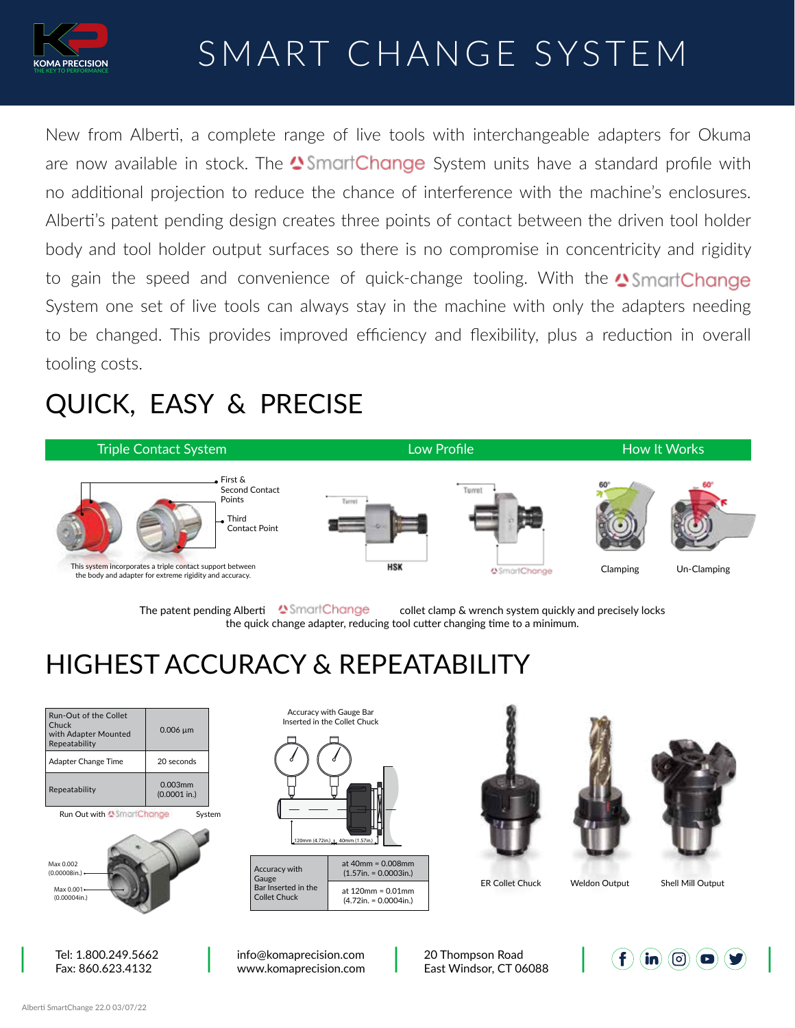# SMART CHANGE SYSTEM

New from Alberti, a complete range of live tools with interchangeable adapters for Okuma are now available in stock. The SmartChange System units have a standard profile with no additional projection to reduce the chance of interference with the machine's enclosures. Alberti's patent pending design creates three points of contact between the driven tool holder body and tool holder output surfaces so there is no compromise in concentricity and rigidity to gain the speed and convenience of quick-change tooling. With the SmartChange System one set of live tools can always stay in the machine with only the adapters needing to be changed. This provides improved efficiency and flexibility, plus a reduction in overall tooling costs.

## QUICK, EASY & PRECISE

**Triple Contact System**

First & Second Contact Points

Third Contact Point

This system incorporates a triple contact support between the body and adapter for extreme rigidity and accuracy.

**Low Profile**

Turret

HSK

Turret

SmartChange

**How It Works**

60°

Clamping

60°

Un-Clamping

The patent pending Alberti SmartChange collet clamp & wrench system quickly and precisely locks the quick change adapter, reducing tool cutter changing time to a minimum.

## HIGHEST ACCURACY & REPEATABILITY

| | |
|---|---|
| Run-Out of the Collet Chuck with Adapter Mounted Repeatability | 0.006 µm |
| Adapter Change Time | 20 seconds |
| Repeatability | 0.003mm (0.0001 in.) |

Run Out with SmartChange System

Max 0.002 (0.00008in.)

Max 0.001 (0.00004in.)

Accuracy with Gauge Bar Inserted in the Collet Chuck

120mm (4.72in.) 40mm (1.57in.)

| | |
|---|---|
| Accuracy with Gauge Bar Inserted in the Collet Chuck | at 40mm = 0.008mm (1.57in. = 0.0003in.) |
| | at 120mm = 0.01mm (4.72in. = 0.0004in.) |

ER Collet Chuck

Weldon Output

Shell Mill Output

Tel: 1.800.249.5662
Fax: 860.623.4132

info@komaprecision.com
www.komaprecision.com

20 Thompson Road
East Windsor, CT 06088

Alberti SmartChange 22.0 03/07/22